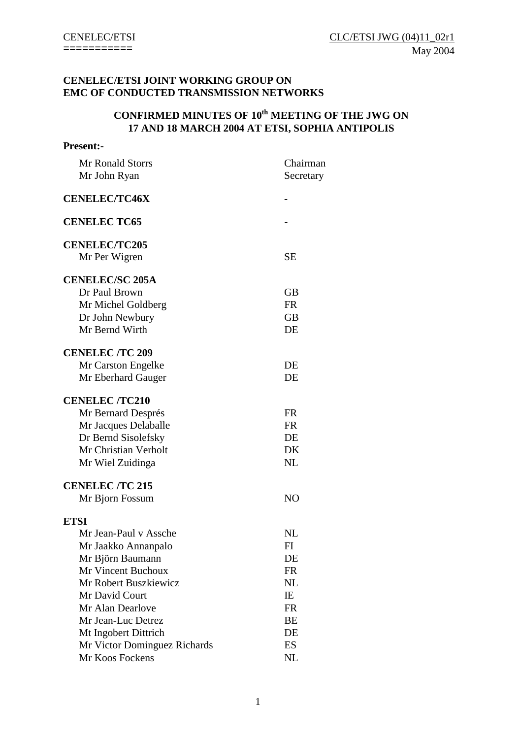CENELEC/ETSI
===========

CLC/ETSI JWG (04)11_02r1
May 2004

**CENELEC/ETSI JOINT WORKING GROUP ON EMC OF CONDUCTED TRANSMISSION NETWORKS**

**CONFIRMED MINUTES OF 10th MEETING OF THE JWG ON 17 AND 18 MARCH 2004 AT ETSI, SOPHIA ANTIPOLIS**

**Present:-**

| | |
|---|---|
| Mr Ronald Storrs | Chairman |
| Mr John Ryan | Secretary |
| **CENELEC/TC46X** | - |
| **CENELEC TC65** | - |
| **CENELEC/TC205** | |
| Mr Per Wigren | SE |
| **CENELEC/SC 205A** | |
| Dr Paul Brown | GB |
| Mr Michel Goldberg | FR |
| Dr John Newbury | GB |
| Mr Bernd Wirth | DE |
| **CENELEC /TC 209** | |
| Mr Carston Engelke | DE |
| Mr Eberhard Gauger | DE |
| **CENELEC /TC210** | |
| Mr Bernard Després | FR |
| Mr Jacques Delaballe | FR |
| Dr Bernd Sisolefsky | DE |
| Mr Christian Verholt | DK |
| Mr Wiel Zuidinga | NL |
| **CENELEC /TC 215** | |
| Mr Bjorn Fossum | NO |
| **ETSI** | |
| Mr Jean-Paul v Assche | NL |
| Mr Jaakko Annanpalo | FI |
| Mr Björn Baumann | DE |
| Mr Vincent Buchoux | FR |
| Mr Robert Buszkiewicz | NL |
| Mr David Court | IE |
| Mr Alan Dearlove | FR |
| Mr Jean-Luc Detrez | BE |
| Mt Ingobert Dittrich | DE |
| Mr Victor Dominguez Richards | ES |
| Mr Koos Fockens | NL |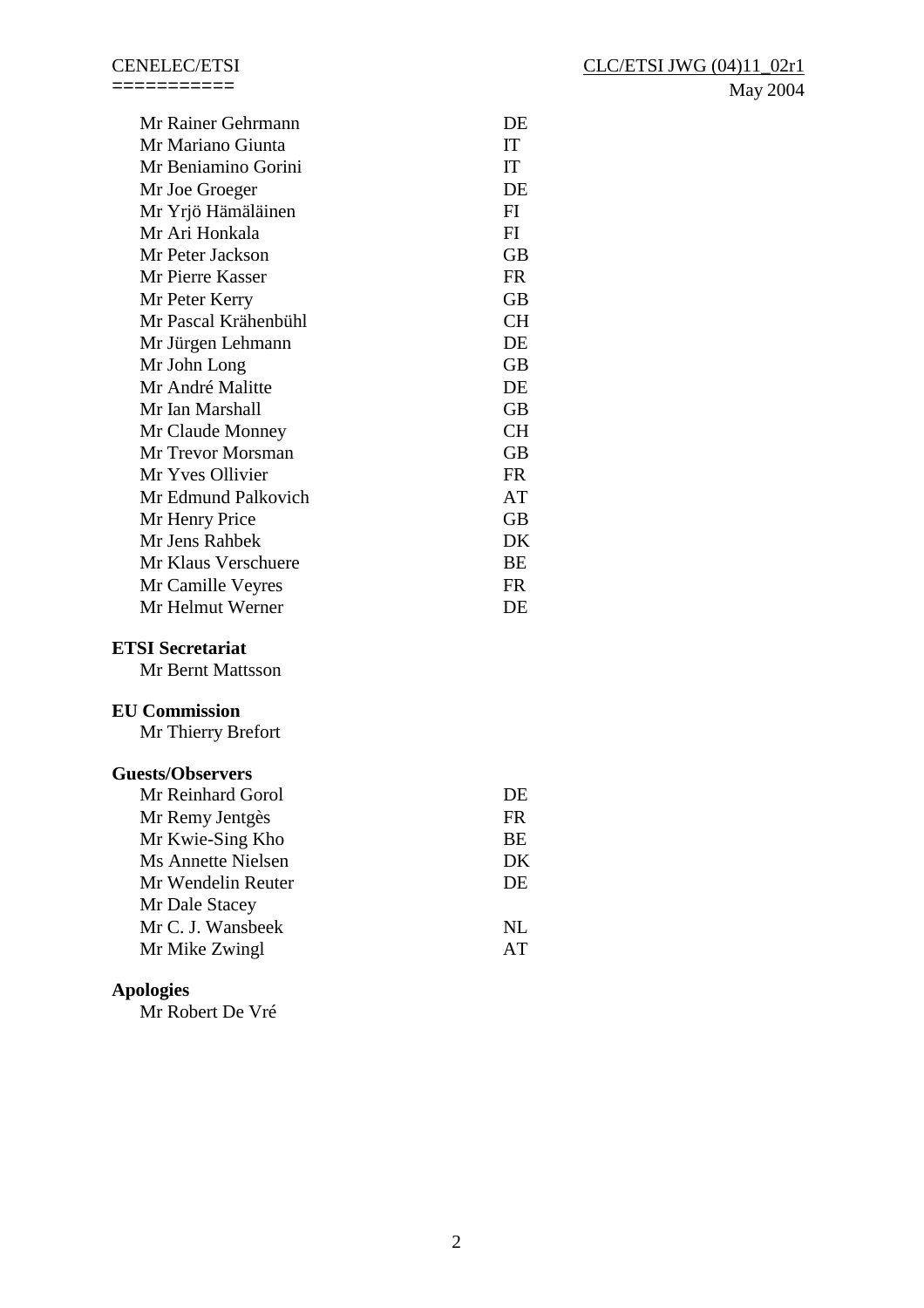| | |
|---|---|
| Mr Rainer Gehrmann | DE |
| Mr Mariano Giunta | IT |
| Mr Beniamino Gorini | IT |
| Mr Joe Groeger | DE |
| Mr Yrjö Hämäläinen | FI |
| Mr Ari Honkala | FI |
| Mr Peter Jackson | GB |
| Mr Pierre Kasser | FR |
| Mr Peter Kerry | GB |
| Mr Pascal Krähenbühl | CH |
| Mr Jürgen Lehmann | DE |
| Mr John Long | GB |
| Mr André Malitte | DE |
| Mr Ian Marshall | GB |
| Mr Claude Monney | CH |
| Mr Trevor Morsman | GB |
| Mr Yves Ollivier | FR |
| Mr Edmund Palkovich | AT |
| Mr Henry Price | GB |
| Mr Jens Rahbek | DK |
| Mr Klaus Verschuere | BE |
| Mr Camille Veyres | FR |
| Mr Helmut Werner | DE |

**ETSI Secretariat**

Mr Bernt Mattsson

**EU Commission**

Mr Thierry Brefort

**Guests/Observers**

| | |
|---|---|
| Mr Reinhard Gorol | DE |
| Mr Remy Jentgès | FR |
| Mr Kwie-Sing Kho | BE |
| Ms Annette Nielsen | DK |
| Mr Wendelin Reuter | DE |
| Mr Dale Stacey | |
| Mr C. J. Wansbeek | NL |
| Mr Mike Zwingl | AT |

**Apologies**

Mr Robert De Vré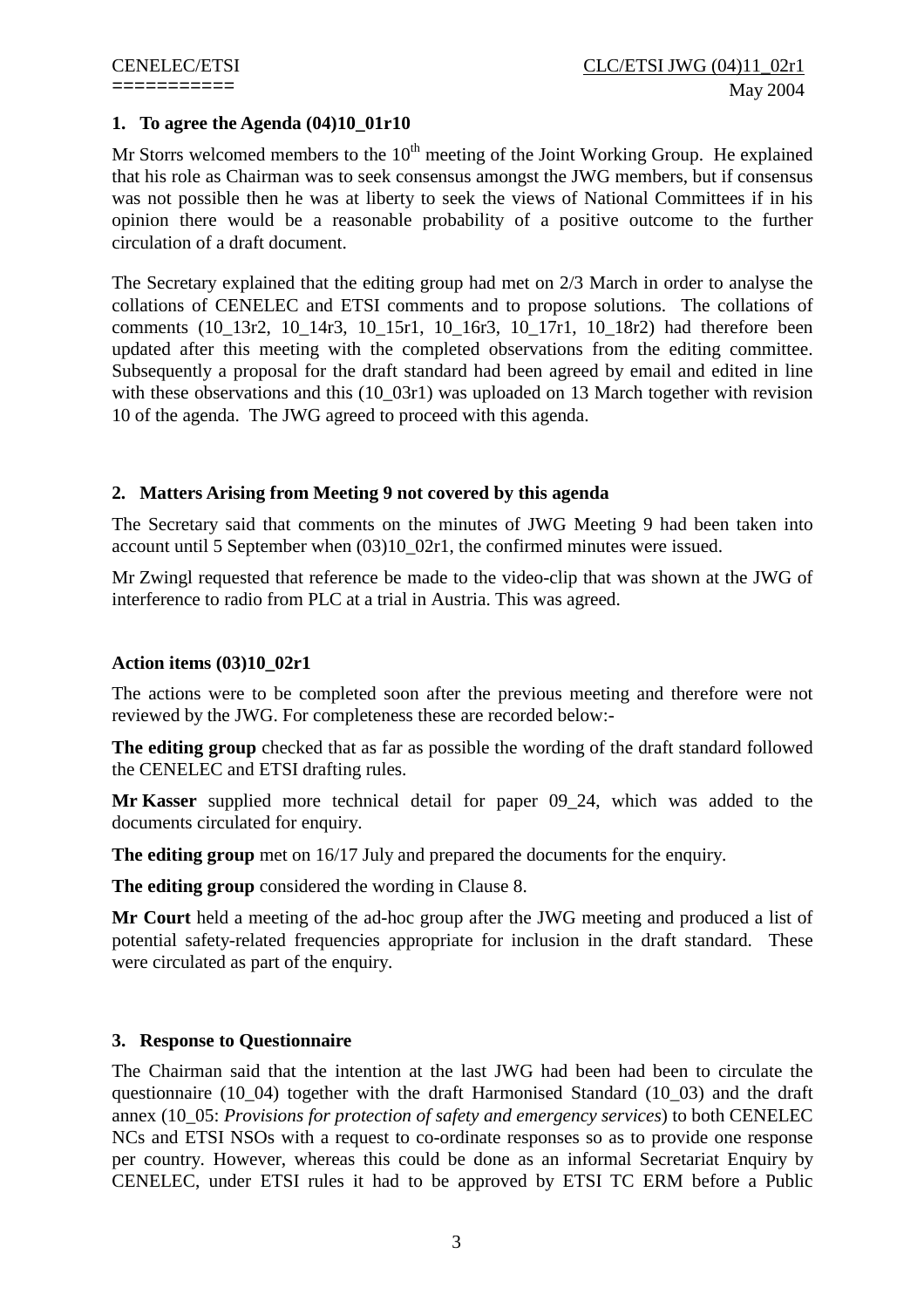## 1. To agree the Agenda (04)10_01r10

Mr Storrs welcomed members to the 10th meeting of the Joint Working Group. He explained that his role as Chairman was to seek consensus amongst the JWG members, but if consensus was not possible then he was at liberty to seek the views of National Committees if in his opinion there would be a reasonable probability of a positive outcome to the further circulation of a draft document.

The Secretary explained that the editing group had met on 2/3 March in order to analyse the collations of CENELEC and ETSI comments and to propose solutions. The collations of comments (10_13r2, 10_14r3, 10_15r1, 10_16r3, 10_17r1, 10_18r2) had therefore been updated after this meeting with the completed observations from the editing committee. Subsequently a proposal for the draft standard had been agreed by email and edited in line with these observations and this (10_03r1) was uploaded on 13 March together with revision 10 of the agenda. The JWG agreed to proceed with this agenda.

## 2. Matters Arising from Meeting 9 not covered by this agenda

The Secretary said that comments on the minutes of JWG Meeting 9 had been taken into account until 5 September when (03)10_02r1, the confirmed minutes were issued.

Mr Zwingl requested that reference be made to the video-clip that was shown at the JWG of interference to radio from PLC at a trial in Austria. This was agreed.

### Action items (03)10_02r1

The actions were to be completed soon after the previous meeting and therefore were not reviewed by the JWG. For completeness these are recorded below:-

**The editing group** checked that as far as possible the wording of the draft standard followed the CENELEC and ETSI drafting rules.

**Mr Kasser** supplied more technical detail for paper 09_24, which was added to the documents circulated for enquiry.

**The editing group** met on 16/17 July and prepared the documents for the enquiry.

**The editing group** considered the wording in Clause 8.

**Mr Court** held a meeting of the ad-hoc group after the JWG meeting and produced a list of potential safety-related frequencies appropriate for inclusion in the draft standard. These were circulated as part of the enquiry.

## 3. Response to Questionnaire

The Chairman said that the intention at the last JWG had been had been to circulate the questionnaire (10_04) together with the draft Harmonised Standard (10_03) and the draft annex (10_05: *Provisions for protection of safety and emergency services*) to both CENELEC NCs and ETSI NSOs with a request to co-ordinate responses so as to provide one response per country. However, whereas this could be done as an informal Secretariat Enquiry by CENELEC, under ETSI rules it had to be approved by ETSI TC ERM before a Public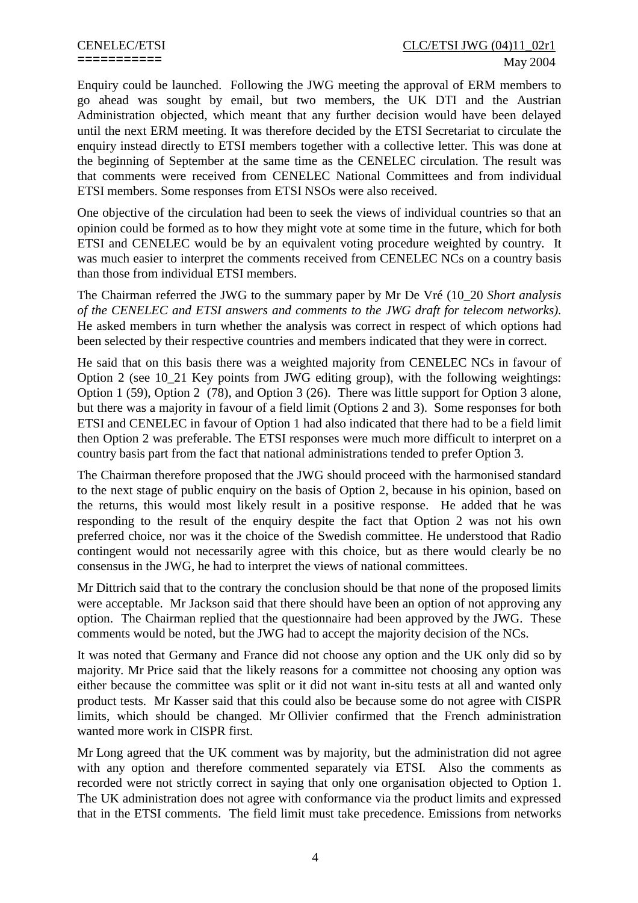Enquiry could be launched. Following the JWG meeting the approval of ERM members to go ahead was sought by email, but two members, the UK DTI and the Austrian Administration objected, which meant that any further decision would have been delayed until the next ERM meeting. It was therefore decided by the ETSI Secretariat to circulate the enquiry instead directly to ETSI members together with a collective letter. This was done at the beginning of September at the same time as the CENELEC circulation. The result was that comments were received from CENELEC National Committees and from individual ETSI members. Some responses from ETSI NSOs were also received.

One objective of the circulation had been to seek the views of individual countries so that an opinion could be formed as to how they might vote at some time in the future, which for both ETSI and CENELEC would be by an equivalent voting procedure weighted by country. It was much easier to interpret the comments received from CENELEC NCs on a country basis than those from individual ETSI members.

The Chairman referred the JWG to the summary paper by Mr De Vré (10_20 *Short analysis of the CENELEC and ETSI answers and comments to the JWG draft for telecom networks).* He asked members in turn whether the analysis was correct in respect of which options had been selected by their respective countries and members indicated that they were in correct.

He said that on this basis there was a weighted majority from CENELEC NCs in favour of Option 2 (see 10_21 Key points from JWG editing group), with the following weightings: Option 1 (59), Option 2 (78), and Option 3 (26). There was little support for Option 3 alone, but there was a majority in favour of a field limit (Options 2 and 3). Some responses for both ETSI and CENELEC in favour of Option 1 had also indicated that there had to be a field limit then Option 2 was preferable. The ETSI responses were much more difficult to interpret on a country basis part from the fact that national administrations tended to prefer Option 3.

The Chairman therefore proposed that the JWG should proceed with the harmonised standard to the next stage of public enquiry on the basis of Option 2, because in his opinion, based on the returns, this would most likely result in a positive response. He added that he was responding to the result of the enquiry despite the fact that Option 2 was not his own preferred choice, nor was it the choice of the Swedish committee. He understood that Radio contingent would not necessarily agree with this choice, but as there would clearly be no consensus in the JWG, he had to interpret the views of national committees.

Mr Dittrich said that to the contrary the conclusion should be that none of the proposed limits were acceptable. Mr Jackson said that there should have been an option of not approving any option. The Chairman replied that the questionnaire had been approved by the JWG. These comments would be noted, but the JWG had to accept the majority decision of the NCs.

It was noted that Germany and France did not choose any option and the UK only did so by majority. Mr Price said that the likely reasons for a committee not choosing any option was either because the committee was split or it did not want in-situ tests at all and wanted only product tests. Mr Kasser said that this could also be because some do not agree with CISPR limits, which should be changed. Mr Ollivier confirmed that the French administration wanted more work in CISPR first.

Mr Long agreed that the UK comment was by majority, but the administration did not agree with any option and therefore commented separately via ETSI. Also the comments as recorded were not strictly correct in saying that only one organisation objected to Option 1. The UK administration does not agree with conformance via the product limits and expressed that in the ETSI comments. The field limit must take precedence. Emissions from networks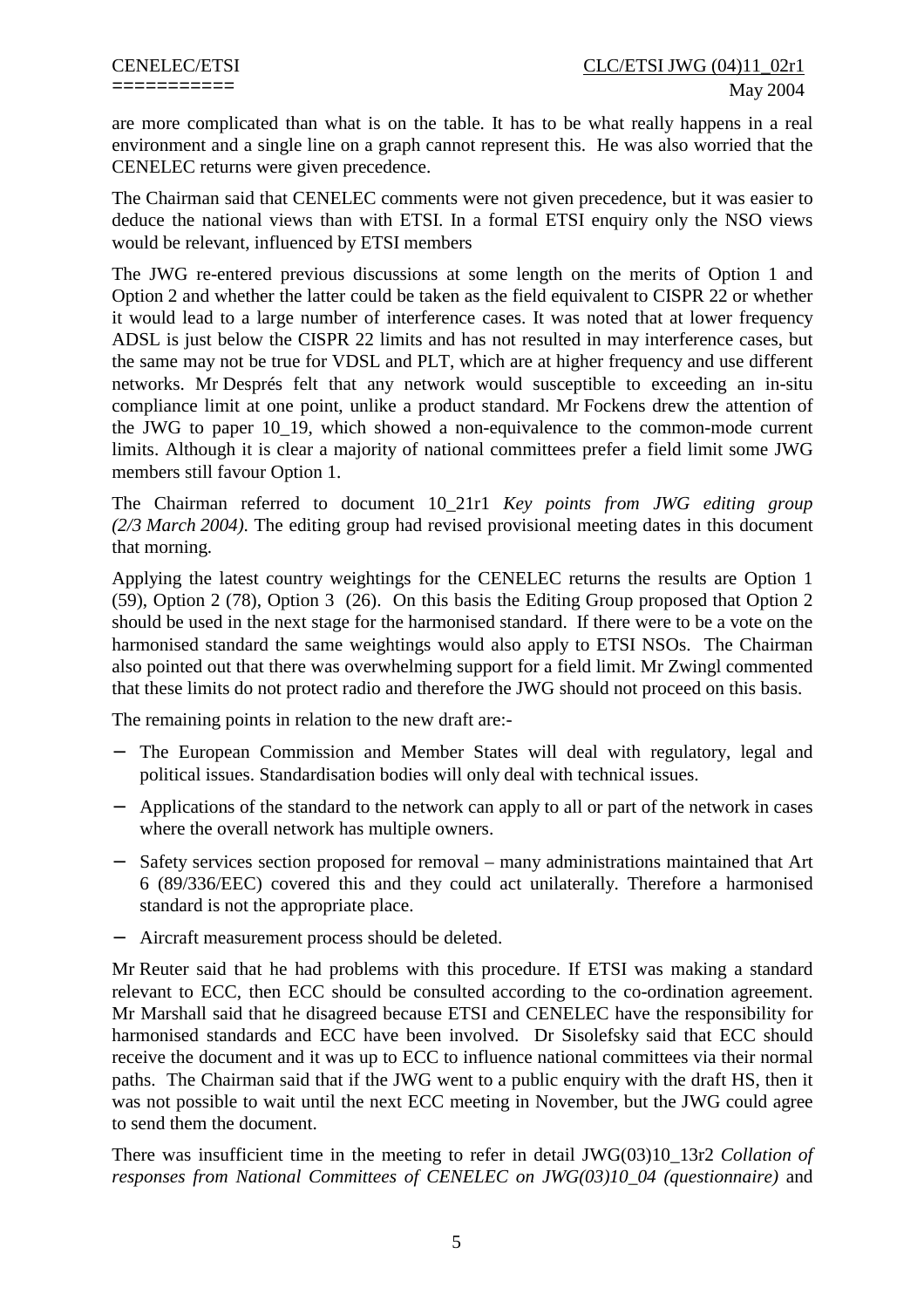are more complicated than what is on the table. It has to be what really happens in a real environment and a single line on a graph cannot represent this. He was also worried that the CENELEC returns were given precedence.

The Chairman said that CENELEC comments were not given precedence, but it was easier to deduce the national views than with ETSI. In a formal ETSI enquiry only the NSO views would be relevant, influenced by ETSI members

The JWG re-entered previous discussions at some length on the merits of Option 1 and Option 2 and whether the latter could be taken as the field equivalent to CISPR 22 or whether it would lead to a large number of interference cases. It was noted that at lower frequency ADSL is just below the CISPR 22 limits and has not resulted in may interference cases, but the same may not be true for VDSL and PLT, which are at higher frequency and use different networks. Mr Després felt that any network would susceptible to exceeding an in-situ compliance limit at one point, unlike a product standard. Mr Fockens drew the attention of the JWG to paper 10_19, which showed a non-equivalence to the common-mode current limits. Although it is clear a majority of national committees prefer a field limit some JWG members still favour Option 1.

The Chairman referred to document 10_21r1 *Key points from JWG editing group (2/3 March 2004)*. The editing group had revised provisional meeting dates in this document that morning.

Applying the latest country weightings for the CENELEC returns the results are Option 1 (59), Option 2 (78), Option 3 (26). On this basis the Editing Group proposed that Option 2 should be used in the next stage for the harmonised standard. If there were to be a vote on the harmonised standard the same weightings would also apply to ETSI NSOs. The Chairman also pointed out that there was overwhelming support for a field limit. Mr Zwingl commented that these limits do not protect radio and therefore the JWG should not proceed on this basis.

The remaining points in relation to the new draft are:-

- The European Commission and Member States will deal with regulatory, legal and political issues. Standardisation bodies will only deal with technical issues.
- Applications of the standard to the network can apply to all or part of the network in cases where the overall network has multiple owners.
- Safety services section proposed for removal – many administrations maintained that Art 6 (89/336/EEC) covered this and they could act unilaterally. Therefore a harmonised standard is not the appropriate place.
- Aircraft measurement process should be deleted.

Mr Reuter said that he had problems with this procedure. If ETSI was making a standard relevant to ECC, then ECC should be consulted according to the co-ordination agreement. Mr Marshall said that he disagreed because ETSI and CENELEC have the responsibility for harmonised standards and ECC have been involved. Dr Sisolefsky said that ECC should receive the document and it was up to ECC to influence national committees via their normal paths. The Chairman said that if the JWG went to a public enquiry with the draft HS, then it was not possible to wait until the next ECC meeting in November, but the JWG could agree to send them the document.

There was insufficient time in the meeting to refer in detail JWG(03)10_13r2 *Collation of responses from National Committees of CENELEC on JWG(03)10_04 (questionnaire)* and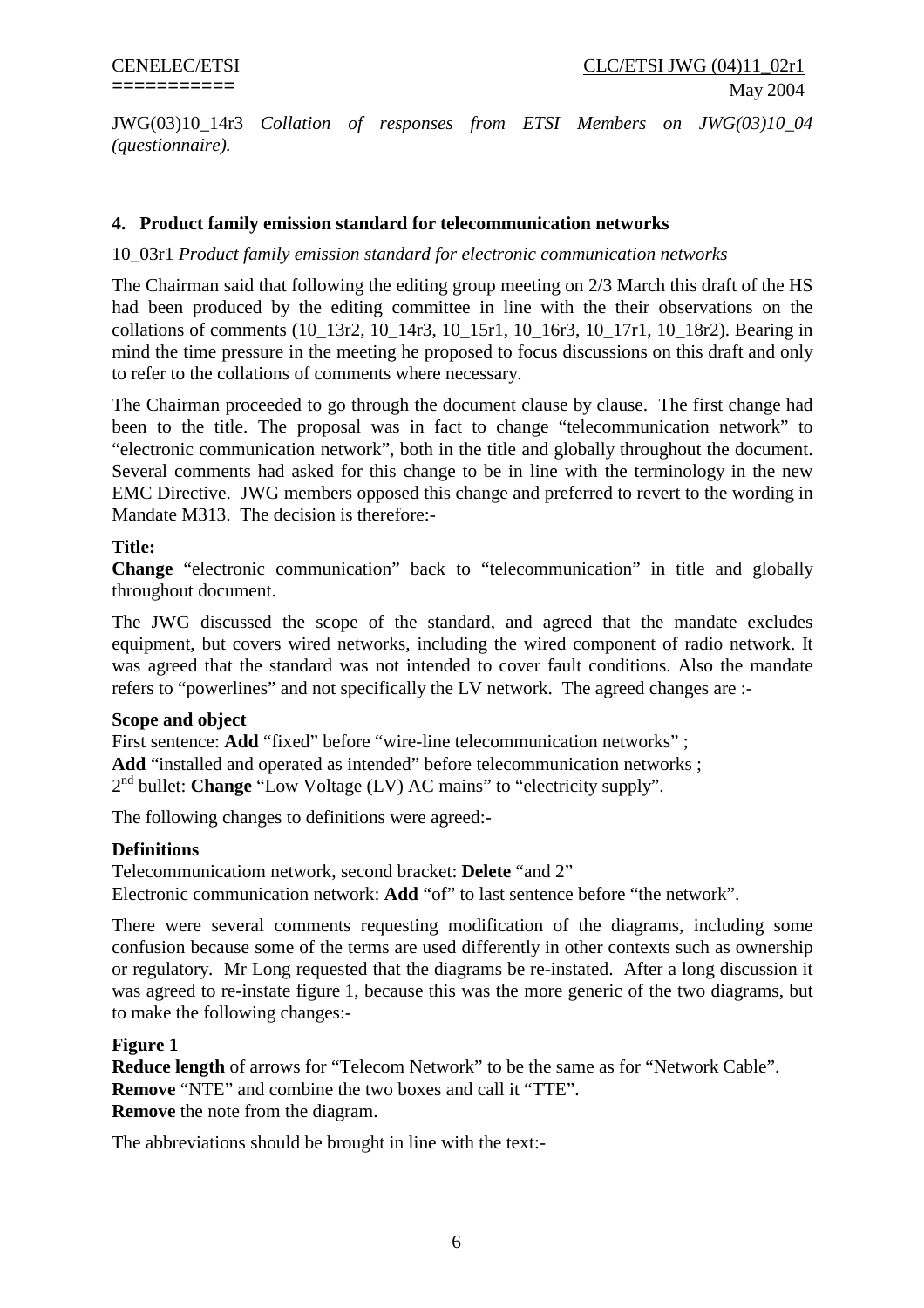JWG(03)10_14r3 *Collation of responses from ETSI Members on JWG(03)10_04 (questionnaire).*

## 4. Product family emission standard for telecommunication networks

10_03r1 *Product family emission standard for electronic communication networks*

The Chairman said that following the editing group meeting on 2/3 March this draft of the HS had been produced by the editing committee in line with the their observations on the collations of comments (10_13r2, 10_14r3, 10_15r1, 10_16r3, 10_17r1, 10_18r2). Bearing in mind the time pressure in the meeting he proposed to focus discussions on this draft and only to refer to the collations of comments where necessary.

The Chairman proceeded to go through the document clause by clause. The first change had been to the title. The proposal was in fact to change "telecommunication network" to "electronic communication network", both in the title and globally throughout the document. Several comments had asked for this change to be in line with the terminology in the new EMC Directive. JWG members opposed this change and preferred to revert to the wording in Mandate M313. The decision is therefore:-

**Title:**
**Change** "electronic communication" back to "telecommunication" in title and globally throughout document.

The JWG discussed the scope of the standard, and agreed that the mandate excludes equipment, but covers wired networks, including the wired component of radio network. It was agreed that the standard was not intended to cover fault conditions. Also the mandate refers to "powerlines" and not specifically the LV network. The agreed changes are :-

**Scope and object**
First sentence: **Add** "fixed" before "wire-line telecommunication networks" ;
**Add** "installed and operated as intended" before telecommunication networks ;
2nd bullet: **Change** "Low Voltage (LV) AC mains" to "electricity supply".

The following changes to definitions were agreed:-

**Definitions**
Telecommunicatiom network, second bracket: **Delete** "and 2"
Electronic communication network: **Add** "of" to last sentence before "the network".

There were several comments requesting modification of the diagrams, including some confusion because some of the terms are used differently in other contexts such as ownership or regulatory. Mr Long requested that the diagrams be re-instated. After a long discussion it was agreed to re-instate figure 1, because this was the more generic of the two diagrams, but to make the following changes:-

**Figure 1**
**Reduce length** of arrows for "Telecom Network" to be the same as for "Network Cable".
**Remove** "NTE" and combine the two boxes and call it "TTE".
**Remove** the note from the diagram.

The abbreviations should be brought in line with the text:-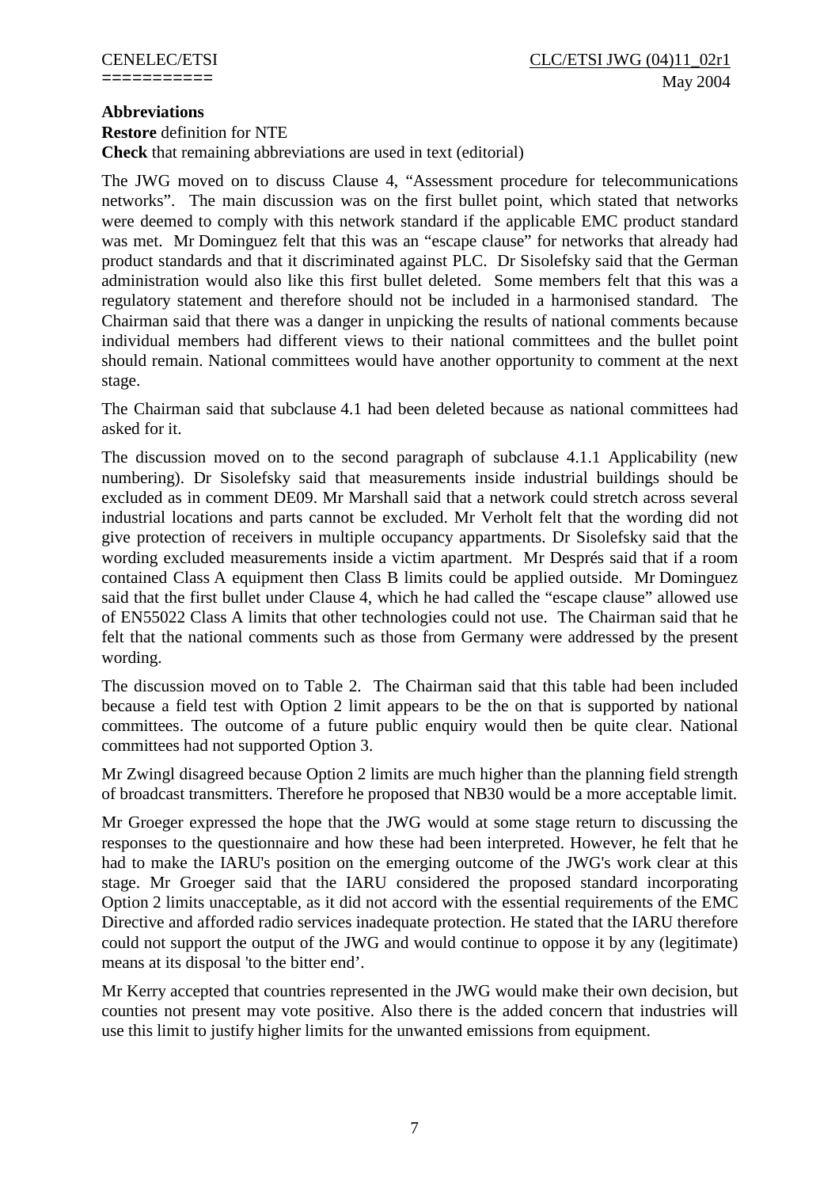**Abbreviations**

**Restore** definition for NTE

**Check** that remaining abbreviations are used in text (editorial)

The JWG moved on to discuss Clause 4, "Assessment procedure for telecommunications networks". The main discussion was on the first bullet point, which stated that networks were deemed to comply with this network standard if the applicable EMC product standard was met. Mr Dominguez felt that this was an "escape clause" for networks that already had product standards and that it discriminated against PLC. Dr Sisolefsky said that the German administration would also like this first bullet deleted. Some members felt that this was a regulatory statement and therefore should not be included in a harmonised standard. The Chairman said that there was a danger in unpicking the results of national comments because individual members had different views to their national committees and the bullet point should remain. National committees would have another opportunity to comment at the next stage.

The Chairman said that subclause 4.1 had been deleted because as national committees had asked for it.

The discussion moved on to the second paragraph of subclause 4.1.1 Applicability (new numbering). Dr Sisolefsky said that measurements inside industrial buildings should be excluded as in comment DE09. Mr Marshall said that a network could stretch across several industrial locations and parts cannot be excluded. Mr Verholt felt that the wording did not give protection of receivers in multiple occupancy appartments. Dr Sisolefsky said that the wording excluded measurements inside a victim apartment. Mr Després said that if a room contained Class A equipment then Class B limits could be applied outside. Mr Dominguez said that the first bullet under Clause 4, which he had called the "escape clause" allowed use of EN55022 Class A limits that other technologies could not use. The Chairman said that he felt that the national comments such as those from Germany were addressed by the present wording.

The discussion moved on to Table 2. The Chairman said that this table had been included because a field test with Option 2 limit appears to be the on that is supported by national committees. The outcome of a future public enquiry would then be quite clear. National committees had not supported Option 3.

Mr Zwingl disagreed because Option 2 limits are much higher than the planning field strength of broadcast transmitters. Therefore he proposed that NB30 would be a more acceptable limit.

Mr Groeger expressed the hope that the JWG would at some stage return to discussing the responses to the questionnaire and how these had been interpreted. However, he felt that he had to make the IARU's position on the emerging outcome of the JWG's work clear at this stage. Mr Groeger said that the IARU considered the proposed standard incorporating Option 2 limits unacceptable, as it did not accord with the essential requirements of the EMC Directive and afforded radio services inadequate protection. He stated that the IARU therefore could not support the output of the JWG and would continue to oppose it by any (legitimate) means at its disposal 'to the bitter end'.

Mr Kerry accepted that countries represented in the JWG would make their own decision, but counties not present may vote positive. Also there is the added concern that industries will use this limit to justify higher limits for the unwanted emissions from equipment.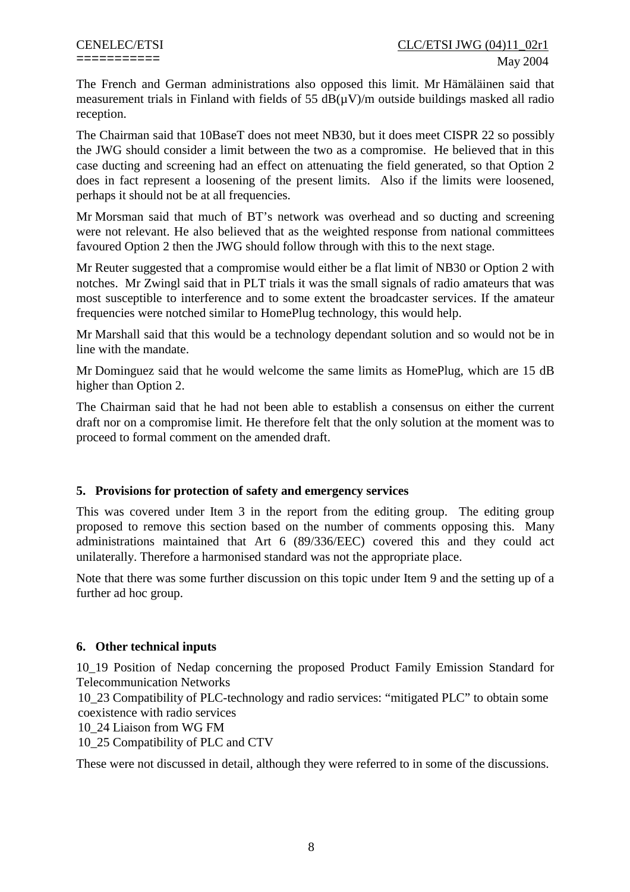The French and German administrations also opposed this limit. Mr Hämäläinen said that measurement trials in Finland with fields of 55 dB(µV)/m outside buildings masked all radio reception.

The Chairman said that 10BaseT does not meet NB30, but it does meet CISPR 22 so possibly the JWG should consider a limit between the two as a compromise. He believed that in this case ducting and screening had an effect on attenuating the field generated, so that Option 2 does in fact represent a loosening of the present limits. Also if the limits were loosened, perhaps it should not be at all frequencies.

Mr Morsman said that much of BT's network was overhead and so ducting and screening were not relevant. He also believed that as the weighted response from national committees favoured Option 2 then the JWG should follow through with this to the next stage.

Mr Reuter suggested that a compromise would either be a flat limit of NB30 or Option 2 with notches. Mr Zwingl said that in PLT trials it was the small signals of radio amateurs that was most susceptible to interference and to some extent the broadcaster services. If the amateur frequencies were notched similar to HomePlug technology, this would help.

Mr Marshall said that this would be a technology dependant solution and so would not be in line with the mandate.

Mr Dominguez said that he would welcome the same limits as HomePlug, which are 15 dB higher than Option 2.

The Chairman said that he had not been able to establish a consensus on either the current draft nor on a compromise limit. He therefore felt that the only solution at the moment was to proceed to formal comment on the amended draft.

## 5. Provisions for protection of safety and emergency services

This was covered under Item 3 in the report from the editing group. The editing group proposed to remove this section based on the number of comments opposing this. Many administrations maintained that Art 6 (89/336/EEC) covered this and they could act unilaterally. Therefore a harmonised standard was not the appropriate place.

Note that there was some further discussion on this topic under Item 9 and the setting up of a further ad hoc group.

## 6. Other technical inputs

10_19 Position of Nedap concerning the proposed Product Family Emission Standard for Telecommunication Networks
10_23 Compatibility of PLC-technology and radio services: "mitigated PLC" to obtain some coexistence with radio services
10_24 Liaison from WG FM
10_25 Compatibility of PLC and CTV

These were not discussed in detail, although they were referred to in some of the discussions.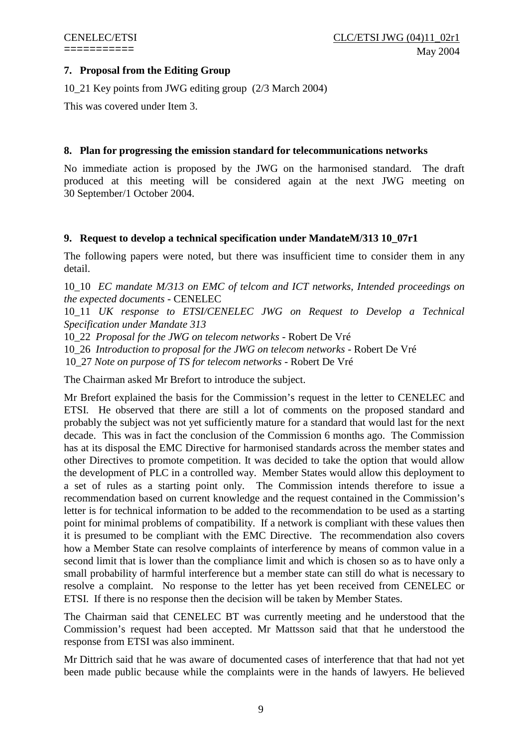## 7. Proposal from the Editing Group

10_21 Key points from JWG editing group (2/3 March 2004)

This was covered under Item 3.

## 8. Plan for progressing the emission standard for telecommunications networks

No immediate action is proposed by the JWG on the harmonised standard. The draft produced at this meeting will be considered again at the next JWG meeting on 30 September/1 October 2004.

## 9. Request to develop a technical specification under MandateM/313 10_07r1

The following papers were noted, but there was insufficient time to consider them in any detail.

10_10 *EC mandate M/313 on EMC of telcom and ICT networks, Intended proceedings on the expected documents* - CENELEC
10_11 *UK response to ETSI/CENELEC JWG on Request to Develop a Technical Specification under Mandate 313*
10_22 *Proposal for the JWG on telecom networks* - Robert De Vré
10_26 *Introduction to proposal for the JWG on telecom networks* - Robert De Vré
10_27 *Note on purpose of TS for telecom networks* - Robert De Vré

The Chairman asked Mr Brefort to introduce the subject.

Mr Brefort explained the basis for the Commission's request in the letter to CENELEC and ETSI. He observed that there are still a lot of comments on the proposed standard and probably the subject was not yet sufficiently mature for a standard that would last for the next decade. This was in fact the conclusion of the Commission 6 months ago. The Commission has at its disposal the EMC Directive for harmonised standards across the member states and other Directives to promote competition. It was decided to take the option that would allow the development of PLC in a controlled way. Member States would allow this deployment to a set of rules as a starting point only. The Commission intends therefore to issue a recommendation based on current knowledge and the request contained in the Commission's letter is for technical information to be added to the recommendation to be used as a starting point for minimal problems of compatibility. If a network is compliant with these values then it is presumed to be compliant with the EMC Directive. The recommendation also covers how a Member State can resolve complaints of interference by means of common value in a second limit that is lower than the compliance limit and which is chosen so as to have only a small probability of harmful interference but a member state can still do what is necessary to resolve a complaint. No response to the letter has yet been received from CENELEC or ETSI. If there is no response then the decision will be taken by Member States.

The Chairman said that CENELEC BT was currently meeting and he understood that the Commission's request had been accepted. Mr Mattsson said that that he understood the response from ETSI was also imminent.

Mr Dittrich said that he was aware of documented cases of interference that that had not yet been made public because while the complaints were in the hands of lawyers. He believed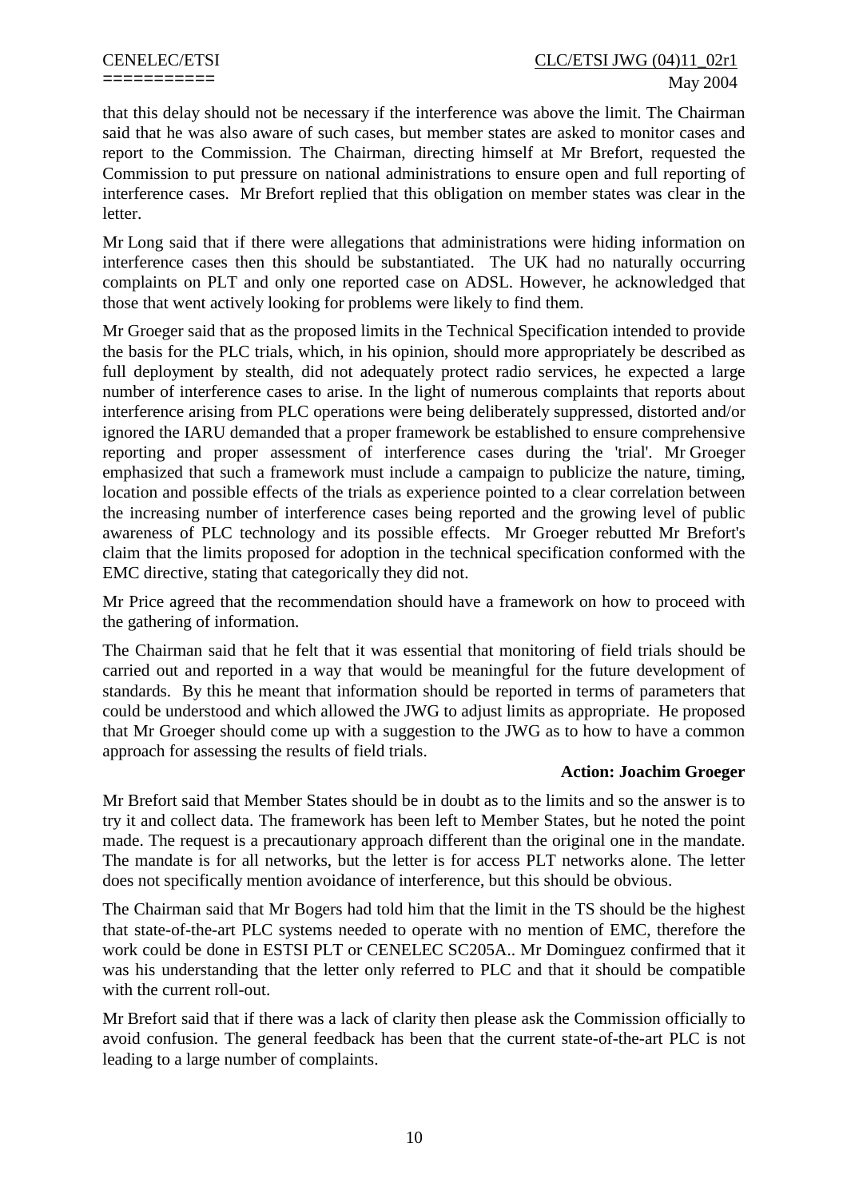that this delay should not be necessary if the interference was above the limit. The Chairman said that he was also aware of such cases, but member states are asked to monitor cases and report to the Commission. The Chairman, directing himself at Mr Brefort, requested the Commission to put pressure on national administrations to ensure open and full reporting of interference cases. Mr Brefort replied that this obligation on member states was clear in the letter.

Mr Long said that if there were allegations that administrations were hiding information on interference cases then this should be substantiated. The UK had no naturally occurring complaints on PLT and only one reported case on ADSL. However, he acknowledged that those that went actively looking for problems were likely to find them.

Mr Groeger said that as the proposed limits in the Technical Specification intended to provide the basis for the PLC trials, which, in his opinion, should more appropriately be described as full deployment by stealth, did not adequately protect radio services, he expected a large number of interference cases to arise. In the light of numerous complaints that reports about interference arising from PLC operations were being deliberately suppressed, distorted and/or ignored the IARU demanded that a proper framework be established to ensure comprehensive reporting and proper assessment of interference cases during the 'trial'. Mr Groeger emphasized that such a framework must include a campaign to publicize the nature, timing, location and possible effects of the trials as experience pointed to a clear correlation between the increasing number of interference cases being reported and the growing level of public awareness of PLC technology and its possible effects. Mr Groeger rebutted Mr Brefort's claim that the limits proposed for adoption in the technical specification conformed with the EMC directive, stating that categorically they did not.

Mr Price agreed that the recommendation should have a framework on how to proceed with the gathering of information.

The Chairman said that he felt that it was essential that monitoring of field trials should be carried out and reported in a way that would be meaningful for the future development of standards. By this he meant that information should be reported in terms of parameters that could be understood and which allowed the JWG to adjust limits as appropriate. He proposed that Mr Groeger should come up with a suggestion to the JWG as to how to have a common approach for assessing the results of field trials.

**Action: Joachim Groeger**

Mr Brefort said that Member States should be in doubt as to the limits and so the answer is to try it and collect data. The framework has been left to Member States, but he noted the point made. The request is a precautionary approach different than the original one in the mandate. The mandate is for all networks, but the letter is for access PLT networks alone. The letter does not specifically mention avoidance of interference, but this should be obvious.

The Chairman said that Mr Bogers had told him that the limit in the TS should be the highest that state-of-the-art PLC systems needed to operate with no mention of EMC, therefore the work could be done in ESTSI PLT or CENELEC SC205A.. Mr Dominguez confirmed that it was his understanding that the letter only referred to PLC and that it should be compatible with the current roll-out.

Mr Brefort said that if there was a lack of clarity then please ask the Commission officially to avoid confusion. The general feedback has been that the current state-of-the-art PLC is not leading to a large number of complaints.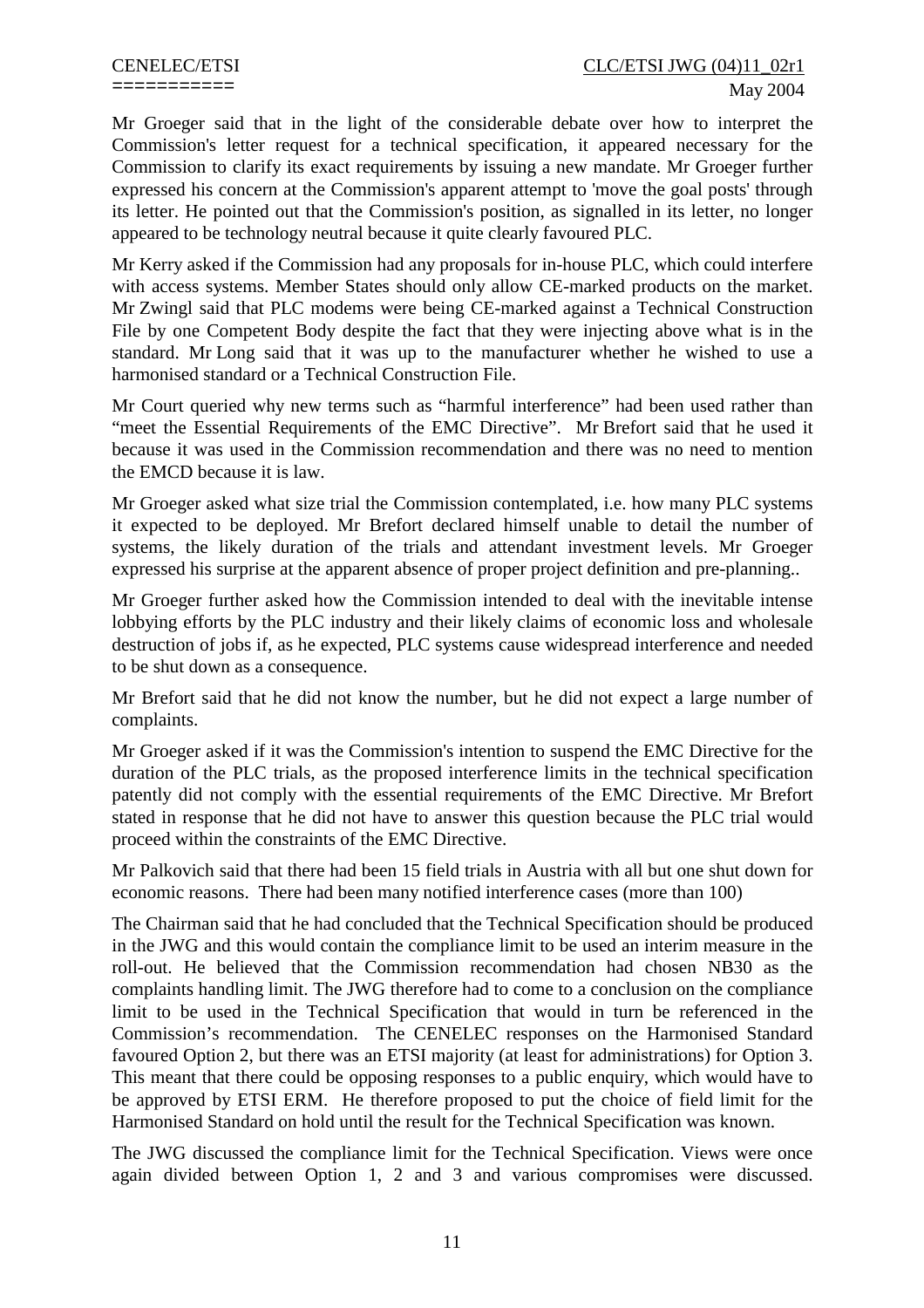Mr Groeger said that in the light of the considerable debate over how to interpret the Commission's letter request for a technical specification, it appeared necessary for the Commission to clarify its exact requirements by issuing a new mandate. Mr Groeger further expressed his concern at the Commission's apparent attempt to 'move the goal posts' through its letter. He pointed out that the Commission's position, as signalled in its letter, no longer appeared to be technology neutral because it quite clearly favoured PLC.

Mr Kerry asked if the Commission had any proposals for in-house PLC, which could interfere with access systems. Member States should only allow CE-marked products on the market. Mr Zwingl said that PLC modems were being CE-marked against a Technical Construction File by one Competent Body despite the fact that they were injecting above what is in the standard. Mr Long said that it was up to the manufacturer whether he wished to use a harmonised standard or a Technical Construction File.

Mr Court queried why new terms such as "harmful interference" had been used rather than "meet the Essential Requirements of the EMC Directive". Mr Brefort said that he used it because it was used in the Commission recommendation and there was no need to mention the EMCD because it is law.

Mr Groeger asked what size trial the Commission contemplated, i.e. how many PLC systems it expected to be deployed. Mr Brefort declared himself unable to detail the number of systems, the likely duration of the trials and attendant investment levels. Mr Groeger expressed his surprise at the apparent absence of proper project definition and pre-planning..

Mr Groeger further asked how the Commission intended to deal with the inevitable intense lobbying efforts by the PLC industry and their likely claims of economic loss and wholesale destruction of jobs if, as he expected, PLC systems cause widespread interference and needed to be shut down as a consequence.

Mr Brefort said that he did not know the number, but he did not expect a large number of complaints.

Mr Groeger asked if it was the Commission's intention to suspend the EMC Directive for the duration of the PLC trials, as the proposed interference limits in the technical specification patently did not comply with the essential requirements of the EMC Directive. Mr Brefort stated in response that he did not have to answer this question because the PLC trial would proceed within the constraints of the EMC Directive.

Mr Palkovich said that there had been 15 field trials in Austria with all but one shut down for economic reasons. There had been many notified interference cases (more than 100)

The Chairman said that he had concluded that the Technical Specification should be produced in the JWG and this would contain the compliance limit to be used an interim measure in the roll-out. He believed that the Commission recommendation had chosen NB30 as the complaints handling limit. The JWG therefore had to come to a conclusion on the compliance limit to be used in the Technical Specification that would in turn be referenced in the Commission's recommendation. The CENELEC responses on the Harmonised Standard favoured Option 2, but there was an ETSI majority (at least for administrations) for Option 3. This meant that there could be opposing responses to a public enquiry, which would have to be approved by ETSI ERM. He therefore proposed to put the choice of field limit for the Harmonised Standard on hold until the result for the Technical Specification was known.

The JWG discussed the compliance limit for the Technical Specification. Views were once again divided between Option 1, 2 and 3 and various compromises were discussed.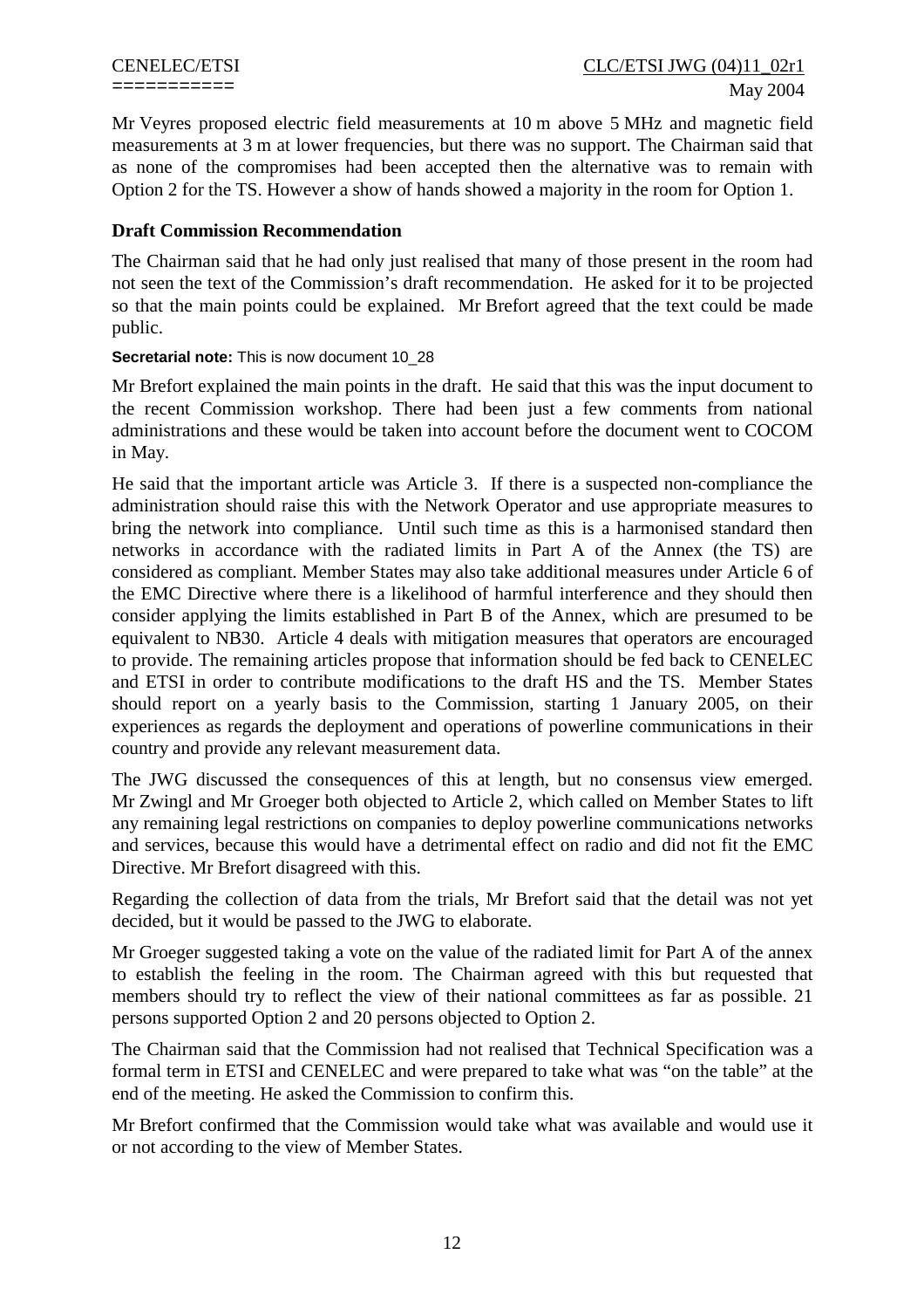Mr Veyres proposed electric field measurements at 10 m above 5 MHz and magnetic field measurements at 3 m at lower frequencies, but there was no support. The Chairman said that as none of the compromises had been accepted then the alternative was to remain with Option 2 for the TS. However a show of hands showed a majority in the room for Option 1.

### Draft Commission Recommendation

The Chairman said that he had only just realised that many of those present in the room had not seen the text of the Commission's draft recommendation. He asked for it to be projected so that the main points could be explained. Mr Brefort agreed that the text could be made public.

**Secretarial note:** This is now document 10_28

Mr Brefort explained the main points in the draft. He said that this was the input document to the recent Commission workshop. There had been just a few comments from national administrations and these would be taken into account before the document went to COCOM in May.

He said that the important article was Article 3. If there is a suspected non-compliance the administration should raise this with the Network Operator and use appropriate measures to bring the network into compliance. Until such time as this is a harmonised standard then networks in accordance with the radiated limits in Part A of the Annex (the TS) are considered as compliant. Member States may also take additional measures under Article 6 of the EMC Directive where there is a likelihood of harmful interference and they should then consider applying the limits established in Part B of the Annex, which are presumed to be equivalent to NB30. Article 4 deals with mitigation measures that operators are encouraged to provide. The remaining articles propose that information should be fed back to CENELEC and ETSI in order to contribute modifications to the draft HS and the TS. Member States should report on a yearly basis to the Commission, starting 1 January 2005, on their experiences as regards the deployment and operations of powerline communications in their country and provide any relevant measurement data.

The JWG discussed the consequences of this at length, but no consensus view emerged. Mr Zwingl and Mr Groeger both objected to Article 2, which called on Member States to lift any remaining legal restrictions on companies to deploy powerline communications networks and services, because this would have a detrimental effect on radio and did not fit the EMC Directive. Mr Brefort disagreed with this.

Regarding the collection of data from the trials, Mr Brefort said that the detail was not yet decided, but it would be passed to the JWG to elaborate.

Mr Groeger suggested taking a vote on the value of the radiated limit for Part A of the annex to establish the feeling in the room. The Chairman agreed with this but requested that members should try to reflect the view of their national committees as far as possible. 21 persons supported Option 2 and 20 persons objected to Option 2.

The Chairman said that the Commission had not realised that Technical Specification was a formal term in ETSI and CENELEC and were prepared to take what was "on the table" at the end of the meeting. He asked the Commission to confirm this.

Mr Brefort confirmed that the Commission would take what was available and would use it or not according to the view of Member States.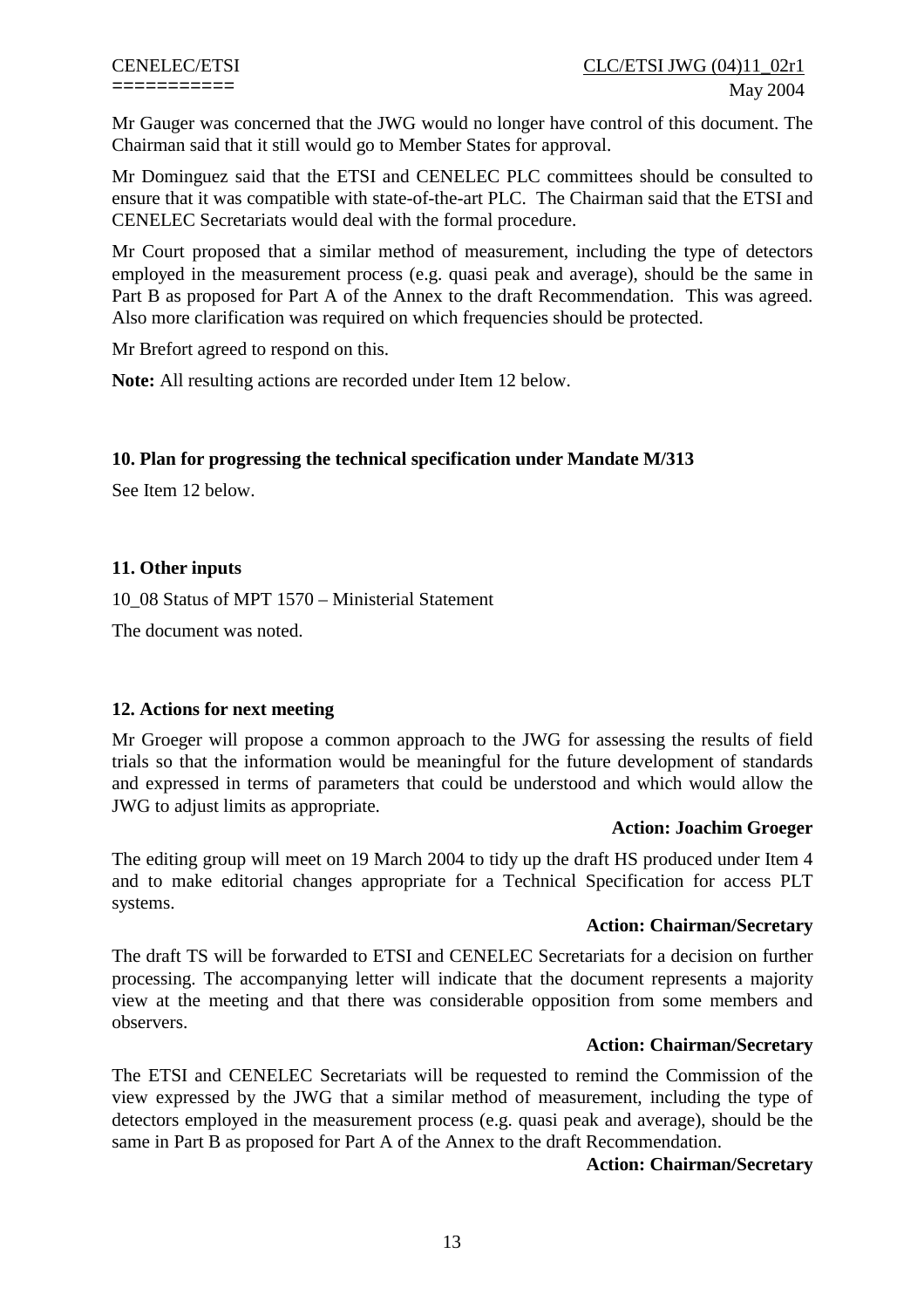Mr Gauger was concerned that the JWG would no longer have control of this document. The Chairman said that it still would go to Member States for approval.

Mr Dominguez said that the ETSI and CENELEC PLC committees should be consulted to ensure that it was compatible with state-of-the-art PLC. The Chairman said that the ETSI and CENELEC Secretariats would deal with the formal procedure.

Mr Court proposed that a similar method of measurement, including the type of detectors employed in the measurement process (e.g. quasi peak and average), should be the same in Part B as proposed for Part A of the Annex to the draft Recommendation. This was agreed. Also more clarification was required on which frequencies should be protected.

Mr Brefort agreed to respond on this.

**Note:** All resulting actions are recorded under Item 12 below.

**10. Plan for progressing the technical specification under Mandate M/313**

See Item 12 below.

**11. Other inputs**

10_08 Status of MPT 1570 – Ministerial Statement

The document was noted.

**12. Actions for next meeting**

Mr Groeger will propose a common approach to the JWG for assessing the results of field trials so that the information would be meaningful for the future development of standards and expressed in terms of parameters that could be understood and which would allow the JWG to adjust limits as appropriate.

**Action: Joachim Groeger**

The editing group will meet on 19 March 2004 to tidy up the draft HS produced under Item 4 and to make editorial changes appropriate for a Technical Specification for access PLT systems.

**Action: Chairman/Secretary**

The draft TS will be forwarded to ETSI and CENELEC Secretariats for a decision on further processing. The accompanying letter will indicate that the document represents a majority view at the meeting and that there was considerable opposition from some members and observers.

**Action: Chairman/Secretary**

The ETSI and CENELEC Secretariats will be requested to remind the Commission of the view expressed by the JWG that a similar method of measurement, including the type of detectors employed in the measurement process (e.g. quasi peak and average), should be the same in Part B as proposed for Part A of the Annex to the draft Recommendation.

**Action: Chairman/Secretary**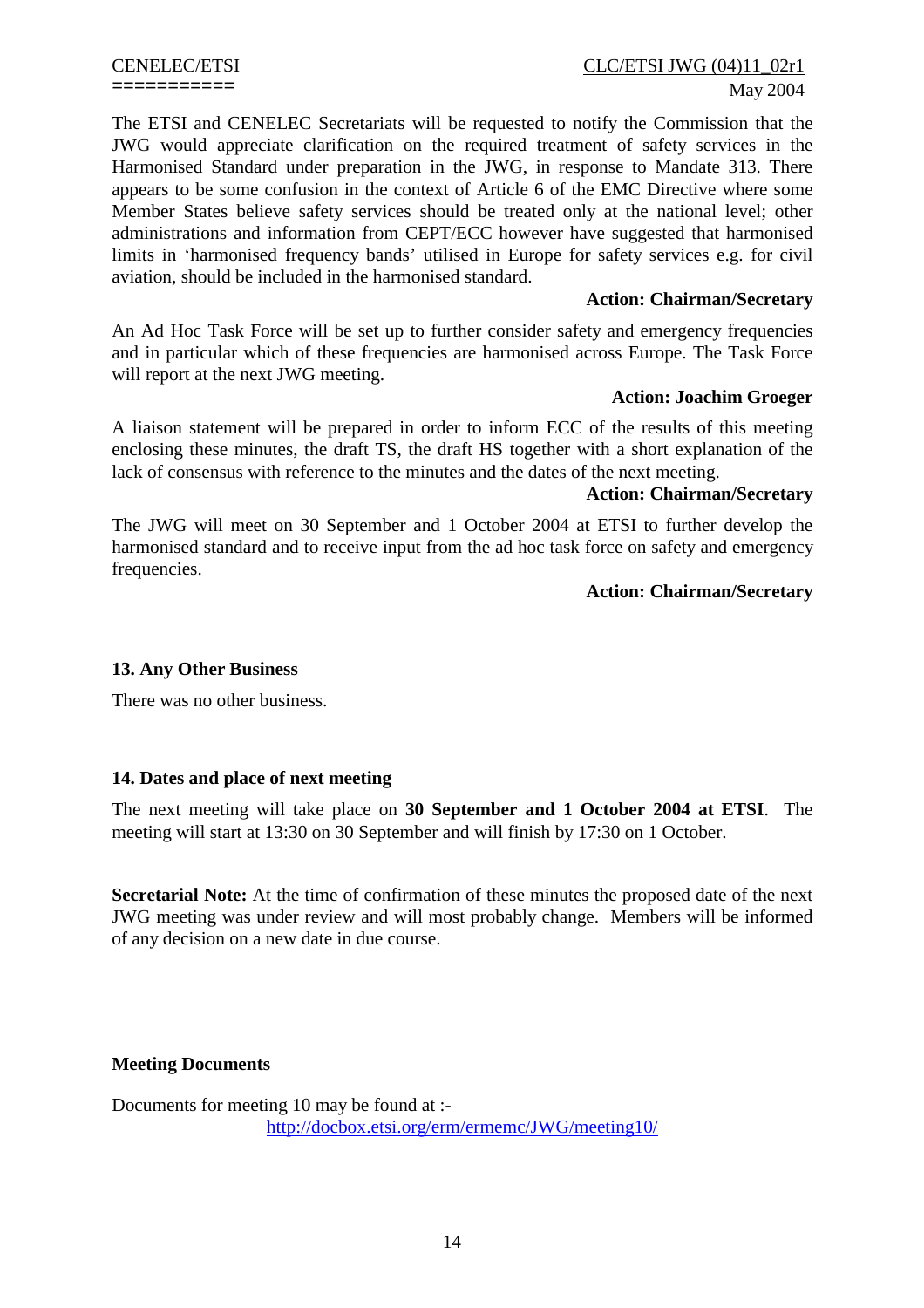The ETSI and CENELEC Secretariats will be requested to notify the Commission that the JWG would appreciate clarification on the required treatment of safety services in the Harmonised Standard under preparation in the JWG, in response to Mandate 313. There appears to be some confusion in the context of Article 6 of the EMC Directive where some Member States believe safety services should be treated only at the national level; other administrations and information from CEPT/ECC however have suggested that harmonised limits in 'harmonised frequency bands' utilised in Europe for safety services e.g. for civil aviation, should be included in the harmonised standard.

**Action: Chairman/Secretary**

An Ad Hoc Task Force will be set up to further consider safety and emergency frequencies and in particular which of these frequencies are harmonised across Europe. The Task Force will report at the next JWG meeting.

**Action: Joachim Groeger**

A liaison statement will be prepared in order to inform ECC of the results of this meeting enclosing these minutes, the draft TS, the draft HS together with a short explanation of the lack of consensus with reference to the minutes and the dates of the next meeting.

**Action: Chairman/Secretary**

The JWG will meet on 30 September and 1 October 2004 at ETSI to further develop the harmonised standard and to receive input from the ad hoc task force on safety and emergency frequencies.

**Action: Chairman/Secretary**

## 13. Any Other Business

There was no other business.

## 14. Dates and place of next meeting

The next meeting will take place on **30 September and 1 October 2004 at ETSI**. The meeting will start at 13:30 on 30 September and will finish by 17:30 on 1 October.

**Secretarial Note:** At the time of confirmation of these minutes the proposed date of the next JWG meeting was under review and will most probably change. Members will be informed of any decision on a new date in due course.

## Meeting Documents

Documents for meeting 10 may be found at :-

http://docbox.etsi.org/erm/ermemc/JWG/meeting10/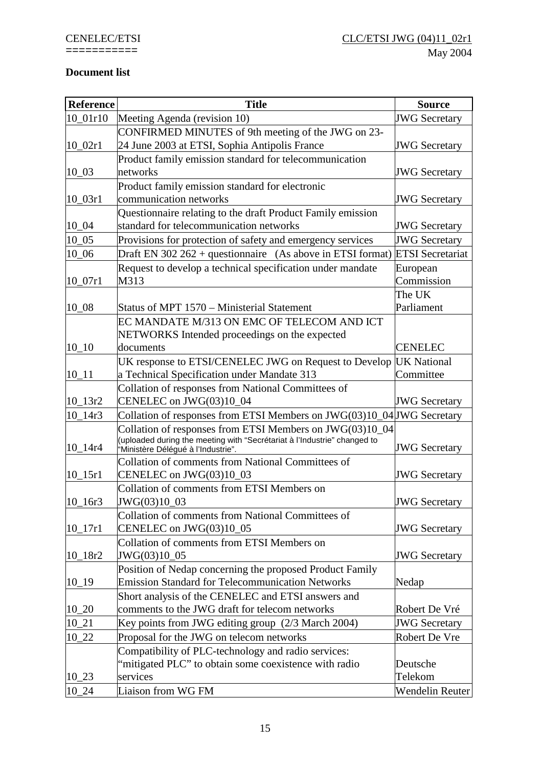CENELEC/ETSI
===========

CLC/ETSI JWG (04)11_02r1

May 2004

**Document list**

| Reference | Title | Source |
|---|---|---|
| 10_01r10 | Meeting Agenda (revision 10) | JWG Secretary |
| 10_02r1 | CONFIRMED MINUTES of 9th meeting of the JWG on 23-24 June 2003 at ETSI, Sophia Antipolis France | JWG Secretary |
| 10_03 | Product family emission standard for telecommunication networks | JWG Secretary |
| 10_03r1 | Product family emission standard for electronic communication networks | JWG Secretary |
| 10_04 | Questionnaire relating to the draft Product Family emission standard for telecommunication networks | JWG Secretary |
| 10_05 | Provisions for protection of safety and emergency services | JWG Secretary |
| 10_06 | Draft EN 302 262 + questionnaire (As above in ETSI format) | ETSI Secretariat |
| 10_07r1 | Request to develop a technical specification under mandate M313 | European Commission |
| 10_08 | Status of MPT 1570 – Ministerial Statement | The UK Parliament |
| 10_10 | EC MANDATE M/313 ON EMC OF TELECOM AND ICT NETWORKS Intended proceedings on the expected documents | CENELEC |
| 10_11 | UK response to ETSI/CENELEC JWG on Request to Develop a Technical Specification under Mandate 313 | UK National Committee |
| 10_13r2 | Collation of responses from National Committees of CENELEC on JWG(03)10_04 | JWG Secretary |
| 10_14r3 | Collation of responses from ETSI Members on JWG(03)10_04 | JWG Secretary |
| 10_14r4 | Collation of responses from ETSI Members on JWG(03)10_04 (uploaded during the meeting with "Secrétariat à l'Industrie" changed to "Ministère Délégué à l'Industrie". | JWG Secretary |
| 10_15r1 | Collation of comments from National Committees of CENELEC on JWG(03)10_03 | JWG Secretary |
| 10_16r3 | Collation of comments from ETSI Members on JWG(03)10_03 | JWG Secretary |
| 10_17r1 | Collation of comments from National Committees of CENELEC on JWG(03)10_05 | JWG Secretary |
| 10_18r2 | Collation of comments from ETSI Members on JWG(03)10_05 | JWG Secretary |
| 10_19 | Position of Nedap concerning the proposed Product Family Emission Standard for Telecommunication Networks | Nedap |
| 10_20 | Short analysis of the CENELEC and ETSI answers and comments to the JWG draft for telecom networks | Robert De Vré |
| 10_21 | Key points from JWG editing group (2/3 March 2004) | JWG Secretary |
| 10_22 | Proposal for the JWG on telecom networks | Robert De Vre |
| 10_23 | Compatibility of PLC-technology and radio services: "mitigated PLC" to obtain some coexistence with radio services | Deutsche Telekom |
| 10_24 | Liaison from WG FM | Wendelin Reuter |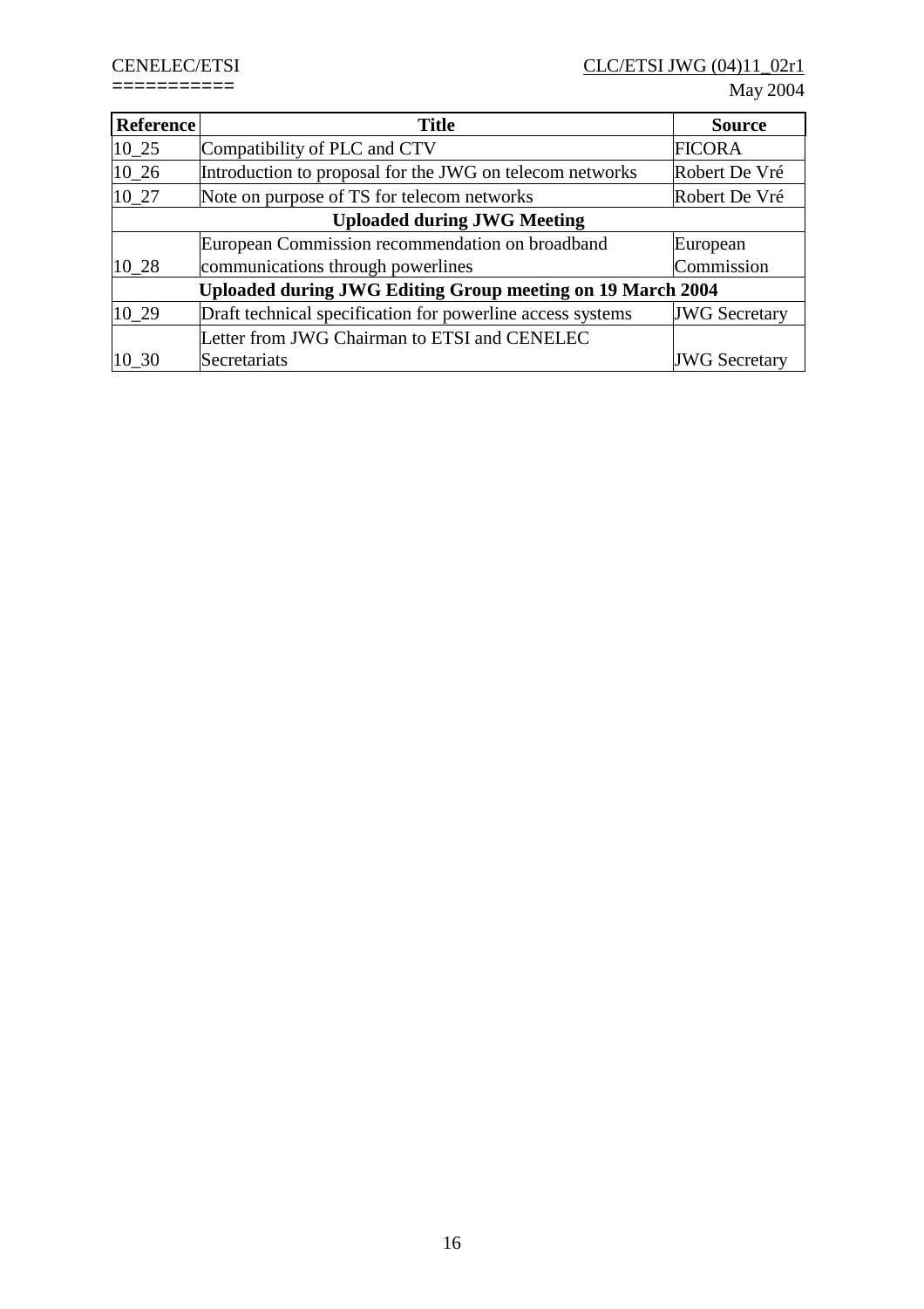| Reference | Title | Source |
|---|---|---|
| 10_25 | Compatibility of PLC and CTV | FICORA |
| 10_26 | Introduction to proposal for the JWG on telecom networks | Robert De Vré |
| 10_27 | Note on purpose of TS for telecom networks | Robert De Vré |
| | **Uploaded during JWG Meeting** | |
| 10_28 | European Commission recommendation on broadband communications through powerlines | European Commission |
| | **Uploaded during JWG Editing Group meeting on 19 March 2004** | |
| 10_29 | Draft technical specification for powerline access systems | JWG Secretary |
| 10_30 | Letter from JWG Chairman to ETSI and CENELEC Secretariats | JWG Secretary |